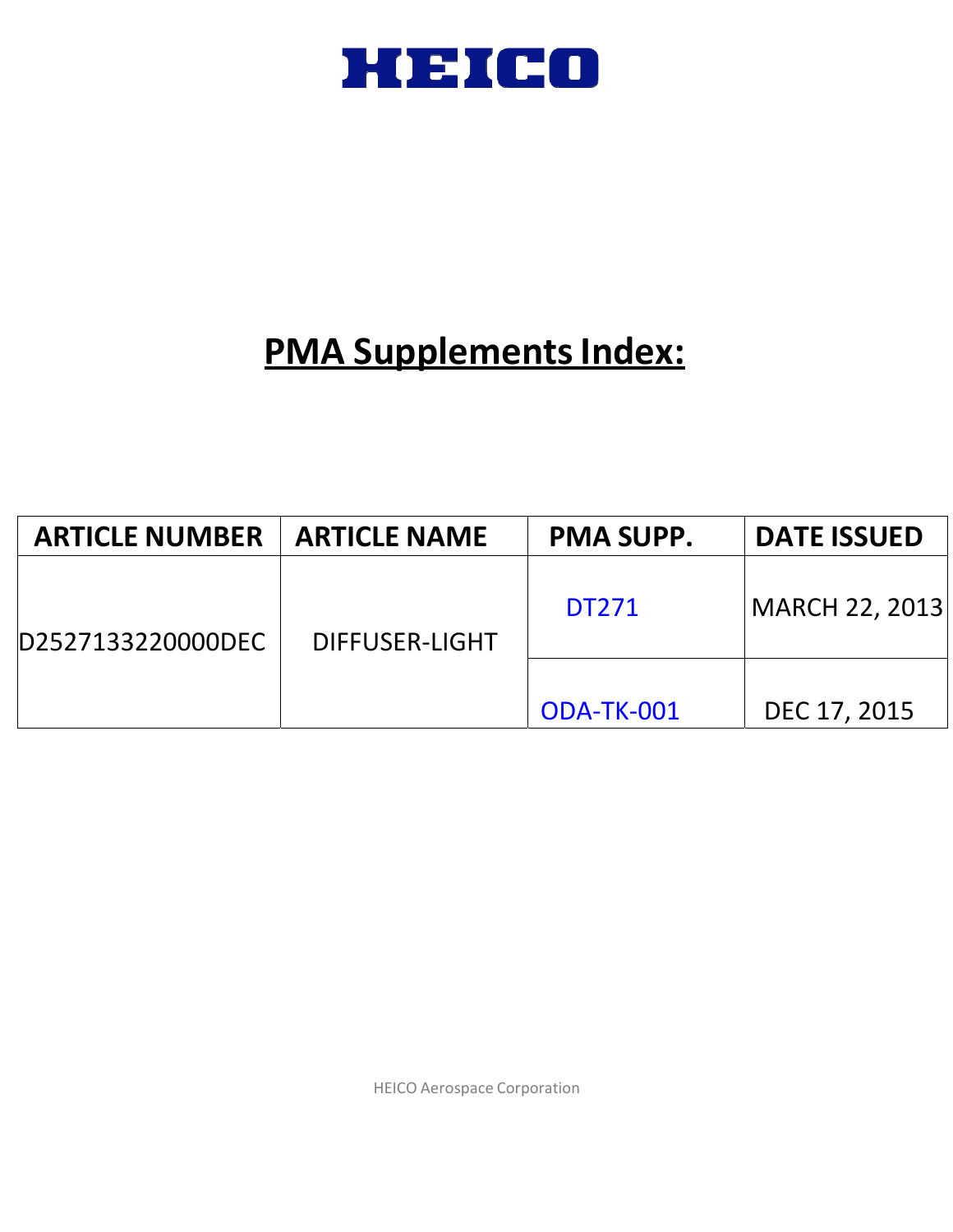HEICO

# PMA Supplements Index:

| ARTICLE NUMBER | ARTICLE NAME | PMA SUPP. | DATE ISSUED |
| --- | --- | --- | --- |
| D2527133220000DEC | DIFFUSER-LIGHT | DT271 | MARCH 22, 2013 |
| | | ODA-TK-001 | DEC 17, 2015 |

HEICO Aerospace Corporation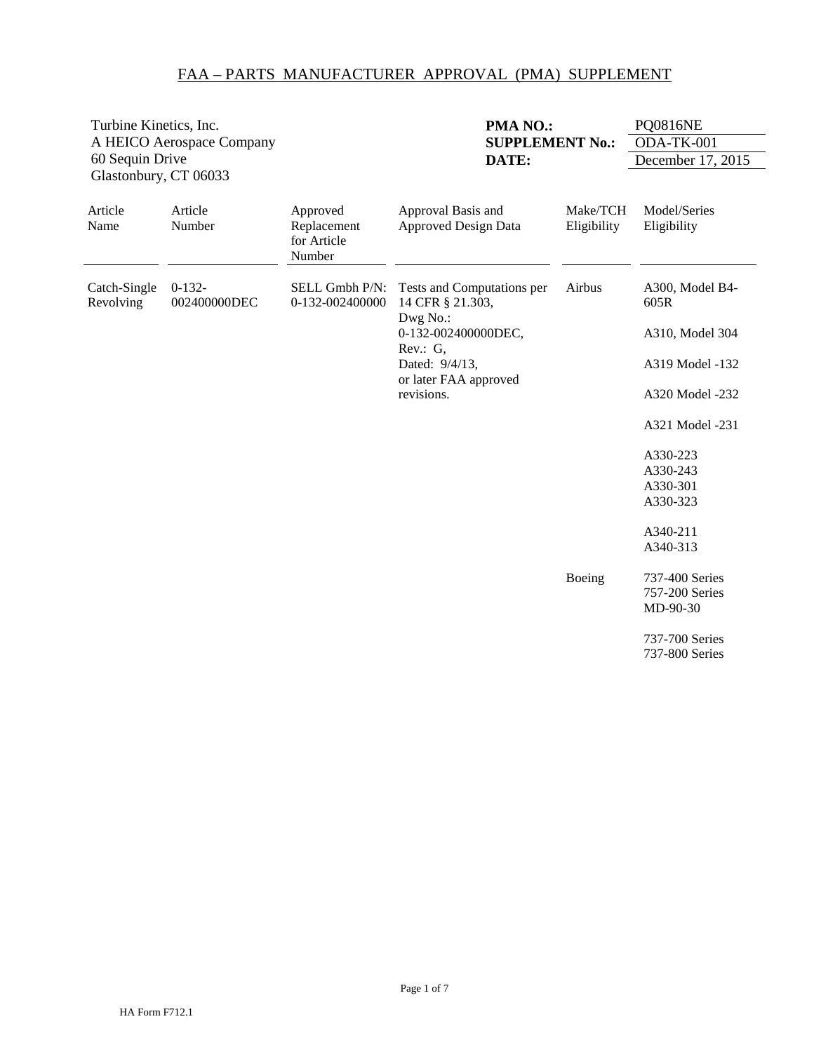# FAA – PARTS MANUFACTURER APPROVAL (PMA) SUPPLEMENT

Turbine Kinetics, Inc.
A HEICO Aerospace Company
60 Sequin Drive
Glastonbury, CT 06033

**PMA NO.:** PQ0816NE
**SUPPLEMENT No.:** ODA-TK-001
**DATE:** December 17, 2015

| Article Name | Article Number | Approved Replacement for Article Number | Approval Basis and Approved Design Data | Make/TCH Eligibility | Model/Series Eligibility |
|---|---|---|---|---|---|
| Catch-Single Revolving | 0-132-002400000DEC | SELL Gmbh P/N: 0-132-002400000 | Tests and Computations per 14 CFR § 21.303, Dwg No.: 0-132-002400000DEC, Rev.: G, Dated: 9/4/13, or later FAA approved revisions. | Airbus | A300, Model B4-605R |
| | | | | | A310, Model 304 |
| | | | | | A319 Model -132 |
| | | | | | A320 Model -232 |
| | | | | | A321 Model -231 |
| | | | | | A330-223<br>A330-243<br>A330-301<br>A330-323 |
| | | | | | A340-211<br>A340-313 |
| | | | | Boeing | 737-400 Series<br>757-200 Series<br>MD-90-30 |
| | | | | | 737-700 Series<br>737-800 Series |

HA Form F712.1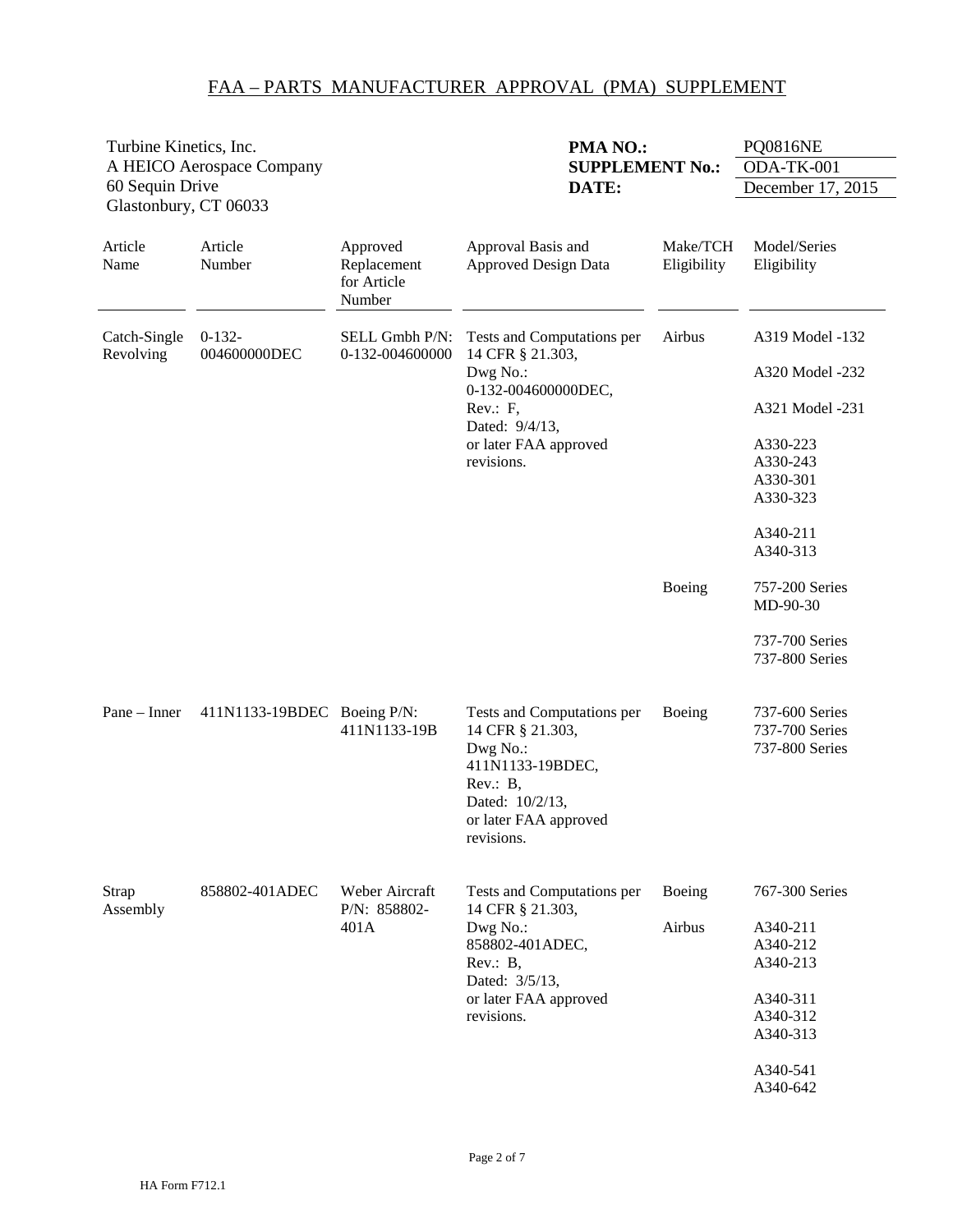# FAA – PARTS MANUFACTURER APPROVAL (PMA) SUPPLEMENT

Turbine Kinetics, Inc.
A HEICO Aerospace Company
60 Sequin Drive
Glastonbury, CT 06033

**PMA NO.:** PQ0816NE
**SUPPLEMENT No.:** ODA-TK-001
**DATE:** December 17, 2015

| Article Name | Article Number | Approved Replacement for Article Number | Approval Basis and Approved Design Data | Make/TCH Eligibility | Model/Series Eligibility |
|---|---|---|---|---|---|
| Catch-Single Revolving | 0-132-004600000DEC | SELL Gmbh P/N: 0-132-004600000 | Tests and Computations per 14 CFR § 21.303, Dwg No.: 0-132-004600000DEC, Rev.: F, Dated: 9/4/13, or later FAA approved revisions. | Airbus | A319 Model -132<br><br>A320 Model -232<br><br>A321 Model -231<br><br>A330-223<br>A330-243<br>A330-301<br>A330-323<br><br>A340-211<br>A340-313 |
| | | | | Boeing | 757-200 Series<br>MD-90-30<br><br>737-700 Series<br>737-800 Series |
| Pane – Inner | 411N1133-19BDEC | Boeing P/N: 411N1133-19B | Tests and Computations per 14 CFR § 21.303, Dwg No.: 411N1133-19BDEC, Rev.: B, Dated: 10/2/13, or later FAA approved revisions. | Boeing | 737-600 Series<br>737-700 Series<br>737-800 Series |
| Strap Assembly | 858802-401ADEC | Weber Aircraft P/N: 858802-401A | Tests and Computations per 14 CFR § 21.303, Dwg No.: 858802-401ADEC, Rev.: B, Dated: 3/5/13, or later FAA approved revisions. | Boeing | 767-300 Series |
| | | | | Airbus | A340-211<br>A340-212<br>A340-213<br><br>A340-311<br>A340-312<br>A340-313<br><br>A340-541<br>A340-642 |

HA Form F712.1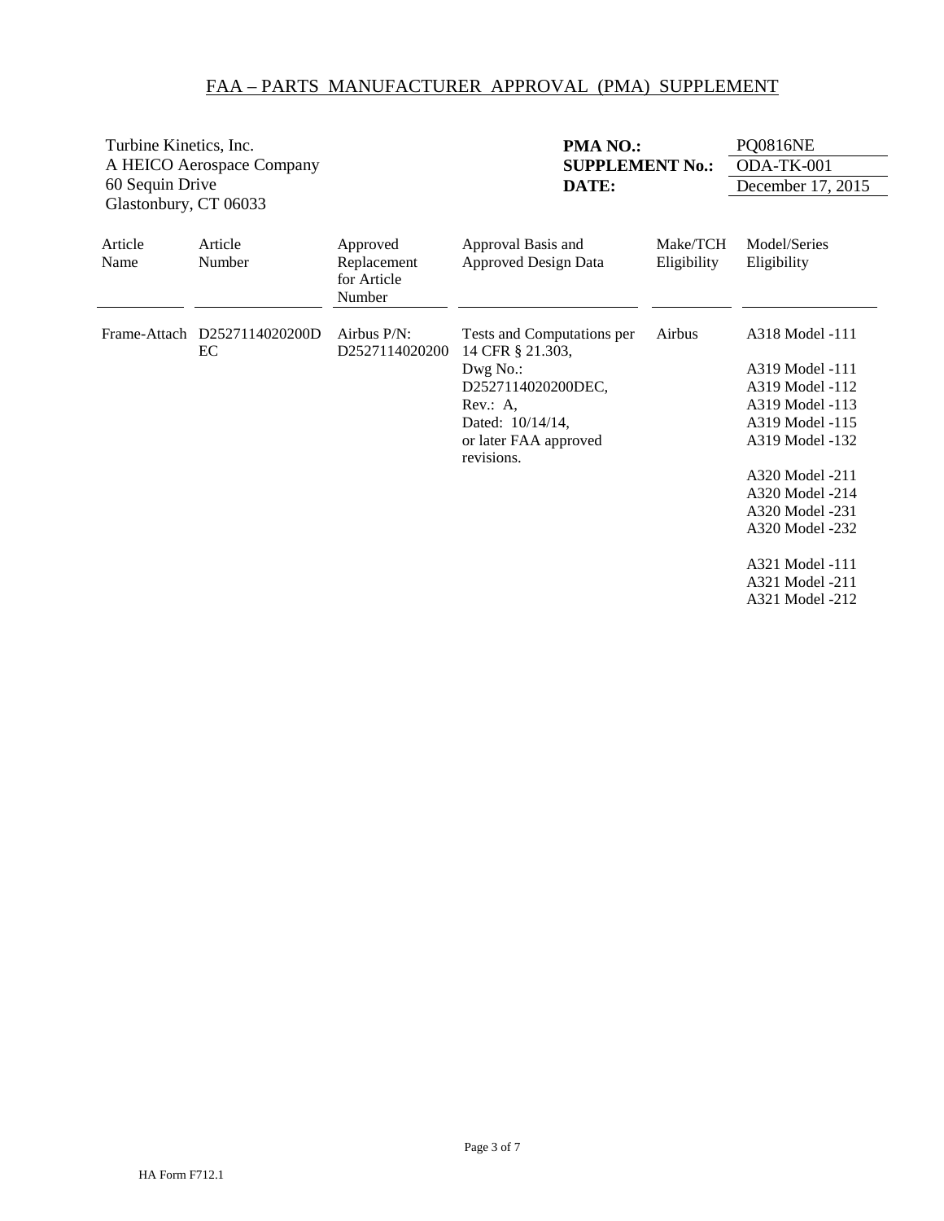# FAA – PARTS MANUFACTURER APPROVAL (PMA) SUPPLEMENT

Turbine Kinetics, Inc.
A HEICO Aerospace Company
60 Sequin Drive
Glastonbury, CT 06033

**PMA NO.:** PQ0816NE
**SUPPLEMENT No.:** ODA-TK-001
**DATE:** December 17, 2015

| Article Name | Article Number | Approved Replacement for Article Number | Approval Basis and Approved Design Data | Make/TCH Eligibility | Model/Series Eligibility |
|---|---|---|---|---|---|
| Frame-Attach | D2527114020200DEC | Airbus P/N: D2527114020200 | Tests and Computations per 14 CFR § 21.303, Dwg No.: D2527114020200DEC, Rev.: A, Dated: 10/14/14, or later FAA approved revisions. | Airbus | A318 Model -111<br><br>A319 Model -111<br>A319 Model -112<br>A319 Model -113<br>A319 Model -115<br>A319 Model -132<br><br>A320 Model -211<br>A320 Model -214<br>A320 Model -231<br>A320 Model -232<br><br>A321 Model -111<br>A321 Model -211<br>A321 Model -212 |

HA Form F712.1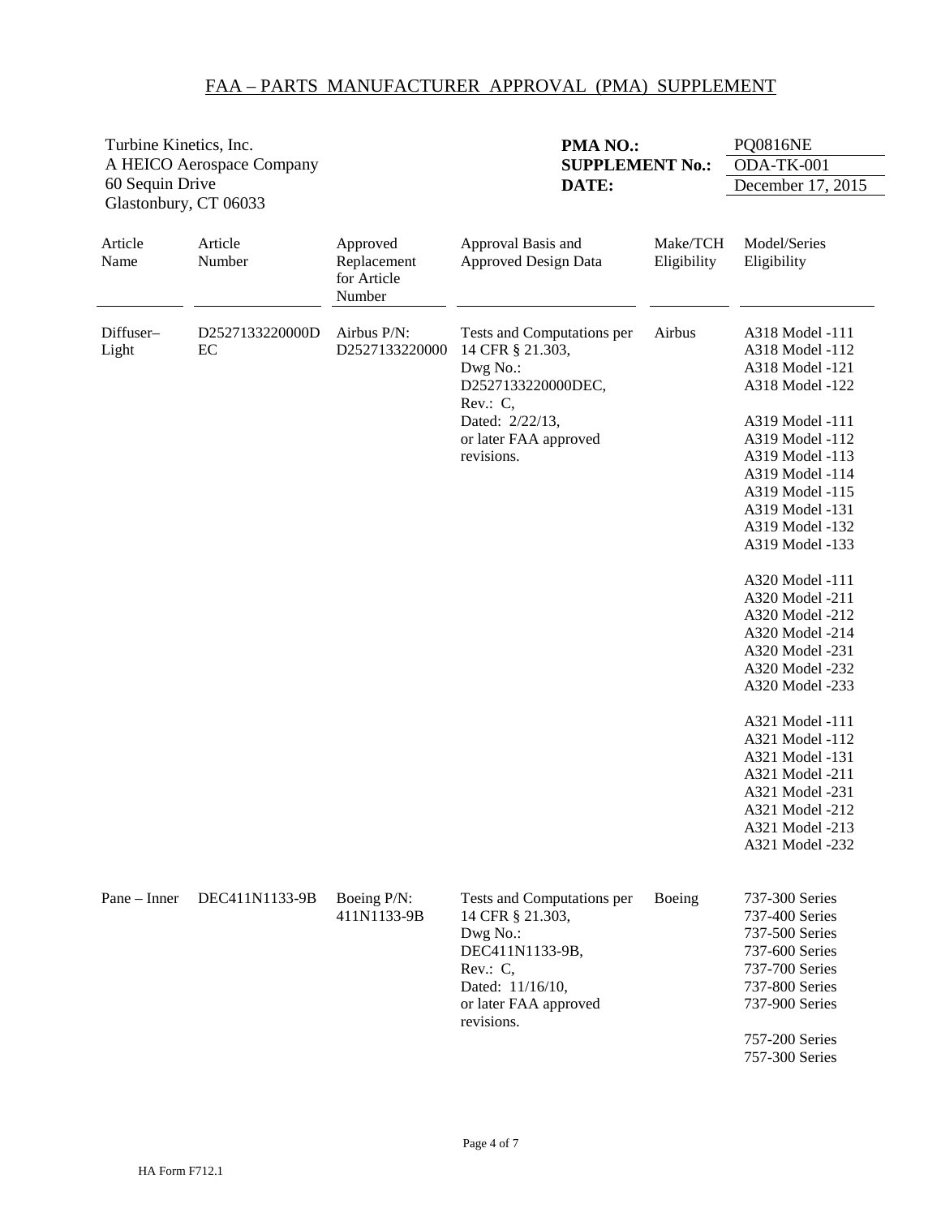# FAA – PARTS MANUFACTURER APPROVAL (PMA) SUPPLEMENT

Turbine Kinetics, Inc.
A HEICO Aerospace Company
60 Sequin Drive
Glastonbury, CT 06033

**PMA NO.:** PQ0816NE
**SUPPLEMENT No.:** ODA-TK-001
**DATE:** December 17, 2015

| Article Name | Article Number | Approved Replacement for Article Number | Approval Basis and Approved Design Data | Make/TCH Eligibility | Model/Series Eligibility |
|---|---|---|---|---|---|
| Diffuser–Light | D2527133220000DEC | Airbus P/N: D2527133220000 | Tests and Computations per 14 CFR § 21.303, Dwg No.: D2527133220000DEC, Rev.: C, Dated: 2/22/13, or later FAA approved revisions. | Airbus | A318 Model -111<br>A318 Model -112<br>A318 Model -121<br>A318 Model -122<br><br>A319 Model -111<br>A319 Model -112<br>A319 Model -113<br>A319 Model -114<br>A319 Model -115<br>A319 Model -131<br>A319 Model -132<br>A319 Model -133<br><br>A320 Model -111<br>A320 Model -211<br>A320 Model -212<br>A320 Model -214<br>A320 Model -231<br>A320 Model -232<br>A320 Model -233<br><br>A321 Model -111<br>A321 Model -112<br>A321 Model -131<br>A321 Model -211<br>A321 Model -231<br>A321 Model -212<br>A321 Model -213<br>A321 Model -232 |
| Pane – Inner | DEC411N1133-9B | Boeing P/N: 411N1133-9B | Tests and Computations per 14 CFR § 21.303, Dwg No.: DEC411N1133-9B, Rev.: C, Dated: 11/16/10, or later FAA approved revisions. | Boeing | 737-300 Series<br>737-400 Series<br>737-500 Series<br>737-600 Series<br>737-700 Series<br>737-800 Series<br>737-900 Series<br><br>757-200 Series<br>757-300 Series |

HA Form F712.1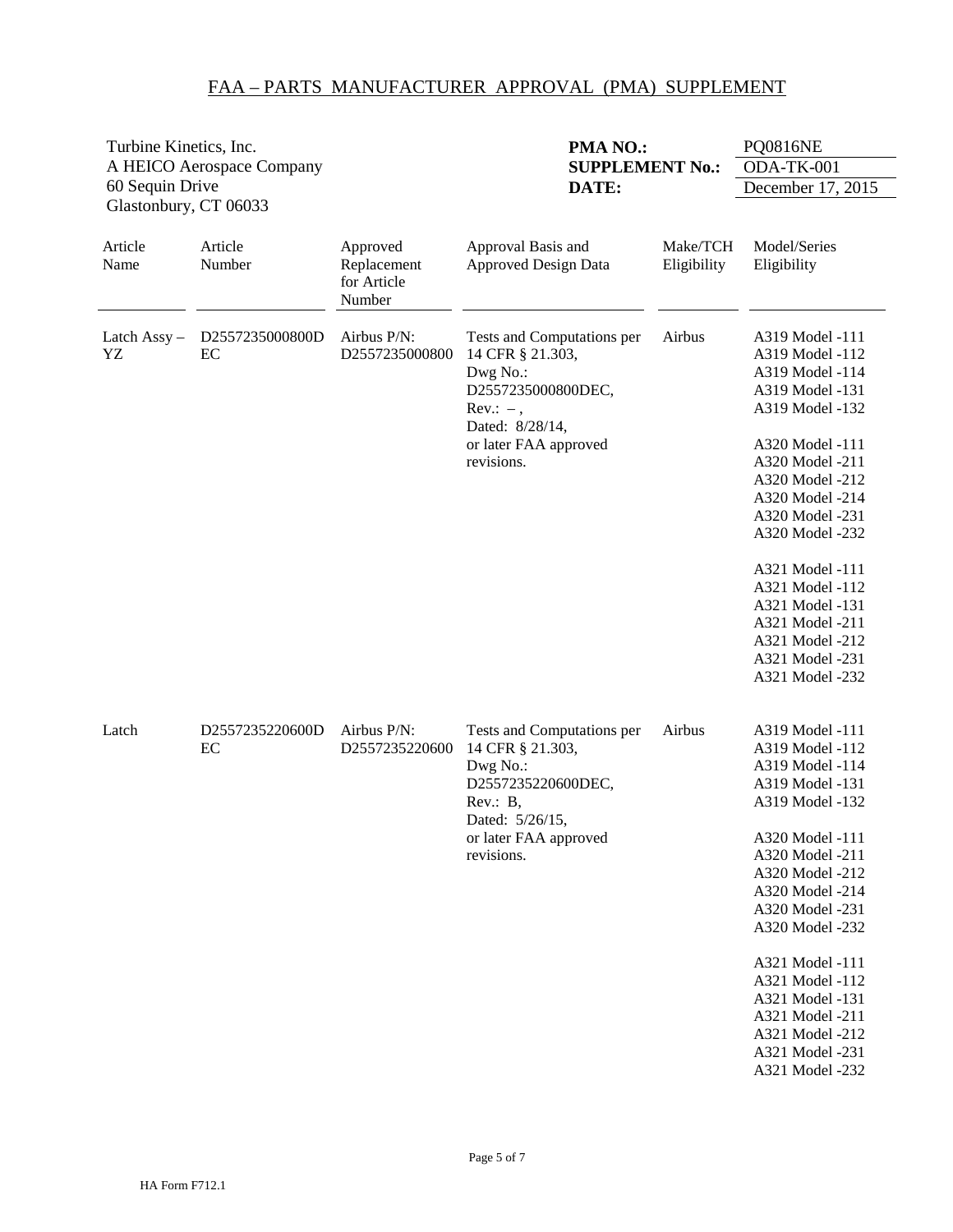# FAA – PARTS MANUFACTURER APPROVAL (PMA) SUPPLEMENT

Turbine Kinetics, Inc.
A HEICO Aerospace Company
60 Sequin Drive
Glastonbury, CT 06033

**PMA NO.:** PQ0816NE
**SUPPLEMENT No.:** ODA-TK-001
**DATE:** December 17, 2015

| Article Name | Article Number | Approved Replacement for Article Number | Approval Basis and Approved Design Data | Make/TCH Eligibility | Model/Series Eligibility |
|---|---|---|---|---|---|
| Latch Assy – YZ | D2557235000800DEC | Airbus P/N: D2557235000800 | Tests and Computations per 14 CFR § 21.303, Dwg No.: D2557235000800DEC, Rev.: –, Dated: 8/28/14, or later FAA approved revisions. | Airbus | A319 Model -111<br>A319 Model -112<br>A319 Model -114<br>A319 Model -131<br>A319 Model -132<br><br>A320 Model -111<br>A320 Model -211<br>A320 Model -212<br>A320 Model -214<br>A320 Model -231<br>A320 Model -232<br><br>A321 Model -111<br>A321 Model -112<br>A321 Model -131<br>A321 Model -211<br>A321 Model -212<br>A321 Model -231<br>A321 Model -232 |
| Latch | D2557235220600DEC | Airbus P/N: D2557235220600 | Tests and Computations per 14 CFR § 21.303, Dwg No.: D2557235220600DEC, Rev.: B, Dated: 5/26/15, or later FAA approved revisions. | Airbus | A319 Model -111<br>A319 Model -112<br>A319 Model -114<br>A319 Model -131<br>A319 Model -132<br><br>A320 Model -111<br>A320 Model -211<br>A320 Model -212<br>A320 Model -214<br>A320 Model -231<br>A320 Model -232<br><br>A321 Model -111<br>A321 Model -112<br>A321 Model -131<br>A321 Model -211<br>A321 Model -212<br>A321 Model -231<br>A321 Model -232 |

HA Form F712.1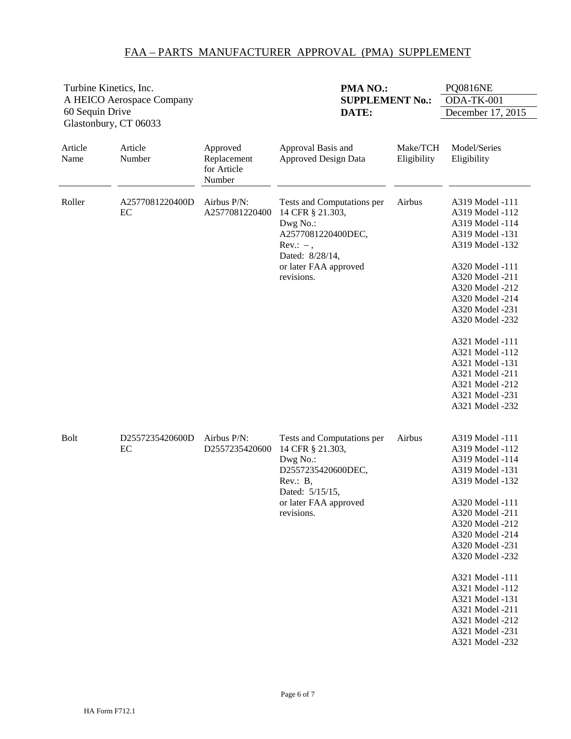# FAA – PARTS MANUFACTURER APPROVAL (PMA) SUPPLEMENT

Turbine Kinetics, Inc.
A HEICO Aerospace Company
60 Sequin Drive
Glastonbury, CT 06033

**PMA NO.:** PQ0816NE
**SUPPLEMENT No.:** ODA-TK-001
**DATE:** December 17, 2015

| Article Name | Article Number | Approved Replacement for Article Number | Approval Basis and Approved Design Data | Make/TCH Eligibility | Model/Series Eligibility |
|---|---|---|---|---|---|
| Roller | A2577081220400DEC | Airbus P/N: A2577081220400 | Tests and Computations per 14 CFR § 21.303, Dwg No.: A2577081220400DEC, Rev.: – , Dated: 8/28/14, or later FAA approved revisions. | Airbus | A319 Model -111<br>A319 Model -112<br>A319 Model -114<br>A319 Model -131<br>A319 Model -132<br><br>A320 Model -111<br>A320 Model -211<br>A320 Model -212<br>A320 Model -214<br>A320 Model -231<br>A320 Model -232<br><br>A321 Model -111<br>A321 Model -112<br>A321 Model -131<br>A321 Model -211<br>A321 Model -212<br>A321 Model -231<br>A321 Model -232 |
| Bolt | D2557235420600DEC | Airbus P/N: D2557235420600 | Tests and Computations per 14 CFR § 21.303, Dwg No.: D2557235420600DEC, Rev.: B, Dated: 5/15/15, or later FAA approved revisions. | Airbus | A319 Model -111<br>A319 Model -112<br>A319 Model -114<br>A319 Model -131<br>A319 Model -132<br><br>A320 Model -111<br>A320 Model -211<br>A320 Model -212<br>A320 Model -214<br>A320 Model -231<br>A320 Model -232<br><br>A321 Model -111<br>A321 Model -112<br>A321 Model -131<br>A321 Model -211<br>A321 Model -212<br>A321 Model -231<br>A321 Model -232 |

HA Form F712.1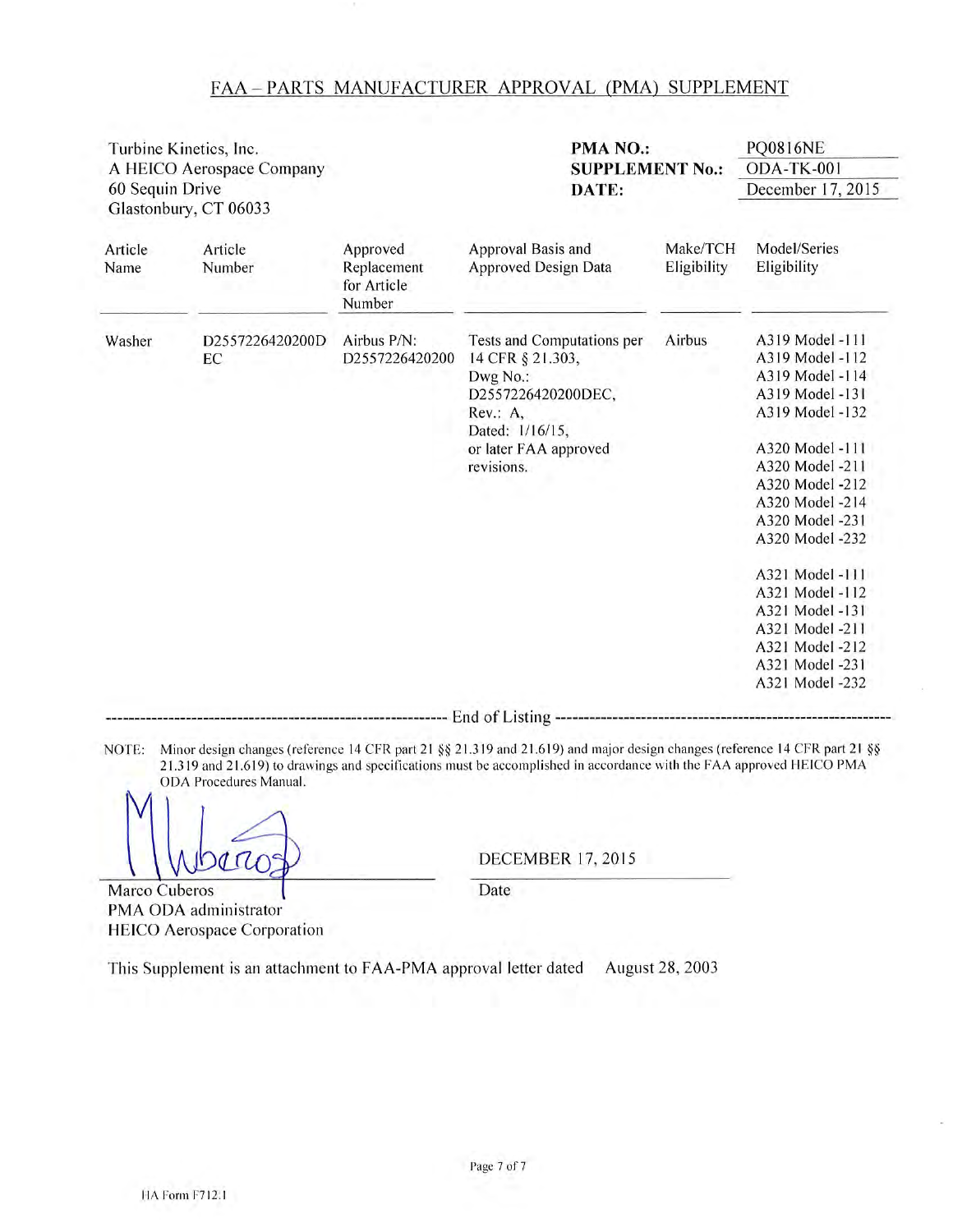# FAA – PARTS MANUFACTURER APPROVAL (PMA) SUPPLEMENT

Turbine Kinetics, Inc.
A HEICO Aerospace Company
60 Sequin Drive
Glastonbury, CT 06033

**PMA NO.:** PQ0816NE
**SUPPLEMENT No.:** ODA-TK-001
**DATE:** December 17, 2015

| Article Name | Article Number | Approved Replacement for Article Number | Approval Basis and Approved Design Data | Make/TCH Eligibility | Model/Series Eligibility |
|---|---|---|---|---|---|
| Washer | D2557226420200DEC | Airbus P/N: D2557226420200 | Tests and Computations per 14 CFR § 21.303, Dwg No.: D2557226420200DEC, Rev.: A, Dated: 1/16/15, or later FAA approved revisions. | Airbus | A319 Model -111<br>A319 Model -112<br>A319 Model -114<br>A319 Model -131<br>A319 Model -132<br><br>A320 Model -111<br>A320 Model -211<br>A320 Model -212<br>A320 Model -214<br>A320 Model -231<br>A320 Model -232<br><br>A321 Model -111<br>A321 Model -112<br>A321 Model -131<br>A321 Model -211<br>A321 Model -212<br>A321 Model -231<br>A321 Model -232 |

------------------------------------------------------------ End of Listing ------------------------------------------------------------

NOTE: Minor design changes (reference 14 CFR part 21 §§ 21.319 and 21.619) and major design changes (reference 14 CFR part 21 §§ 21.319 and 21.619) to drawings and specifications must be accomplished in accordance with the FAA approved HEICO PMA ODA Procedures Manual.

Marco Cuberos
PMA ODA administrator
HEICO Aerospace Corporation

DECEMBER 17, 2015
Date

This Supplement is an attachment to FAA-PMA approval letter dated August 28, 2003

HA Form F712.1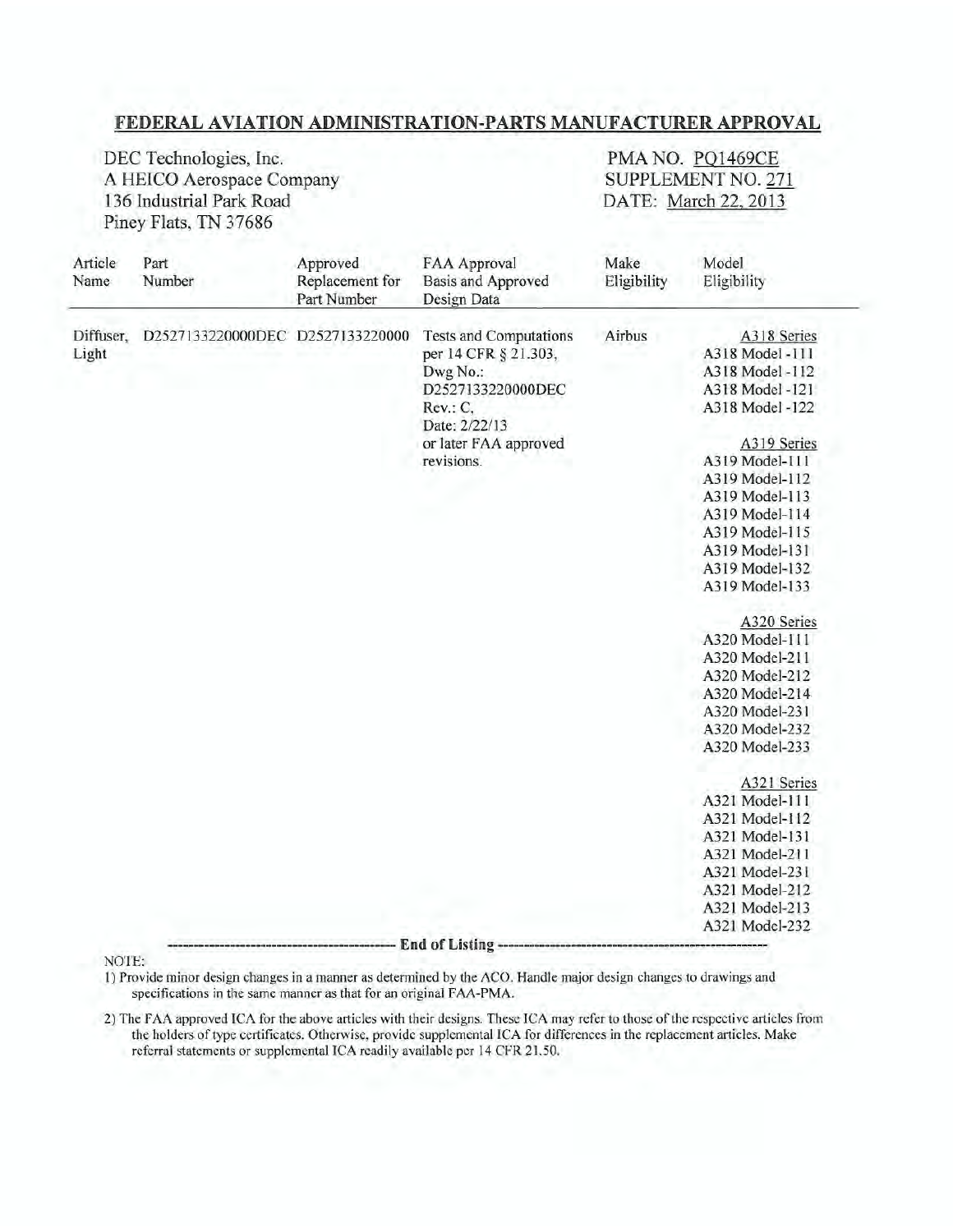## FEDERAL AVIATION ADMINISTRATION-PARTS MANUFACTURER APPROVAL

DEC Technologies, Inc.
A HEICO Aerospace Company
136 Industrial Park Road
Piney Flats, TN 37686

PMA NO. PQ1469CE
SUPPLEMENT NO. 271
DATE: March 22, 2013

| Article Name | Part Number | Approved Replacement for Part Number | FAA Approval Basis and Approved Design Data | Make Eligibility | Model Eligibility |
|---|---|---|---|---|---|
| Diffuser, Light | D2527133220000DEC | D2527133220000 | Tests and Computations per 14 CFR § 21.303, Dwg No.: D2527133220000DEC Rev.: C, Date: 2/22/13 or later FAA approved revisions. | Airbus | A318 Series<br>A318 Model -111<br>A318 Model -112<br>A318 Model -121<br>A318 Model -122<br><br>A319 Series<br>A319 Model-111<br>A319 Model-112<br>A319 Model-113<br>A319 Model-114<br>A319 Model-115<br>A319 Model-131<br>A319 Model-132<br>A319 Model-133<br><br>A320 Series<br>A320 Model-111<br>A320 Model-211<br>A320 Model-212<br>A320 Model-214<br>A320 Model-231<br>A320 Model-232<br>A320 Model-233<br><br>A321 Series<br>A321 Model-111<br>A321 Model-112<br>A321 Model-131<br>A321 Model-211<br>A321 Model-231<br>A321 Model-212<br>A321 Model-213<br>A321 Model-232 |

------------------------------------------- **End of Listing** -------------------------------------------

NOTE:

1) Provide minor design changes in a manner as determined by the ACO. Handle major design changes to drawings and specifications in the same manner as that for an original FAA-PMA.

2) The FAA approved ICA for the above articles with their designs. These ICA may refer to those of the respective articles from the holders of type certificates. Otherwise, provide supplemental ICA for differences in the replacement articles. Make referral statements or supplemental ICA readily available per 14 CFR 21.50.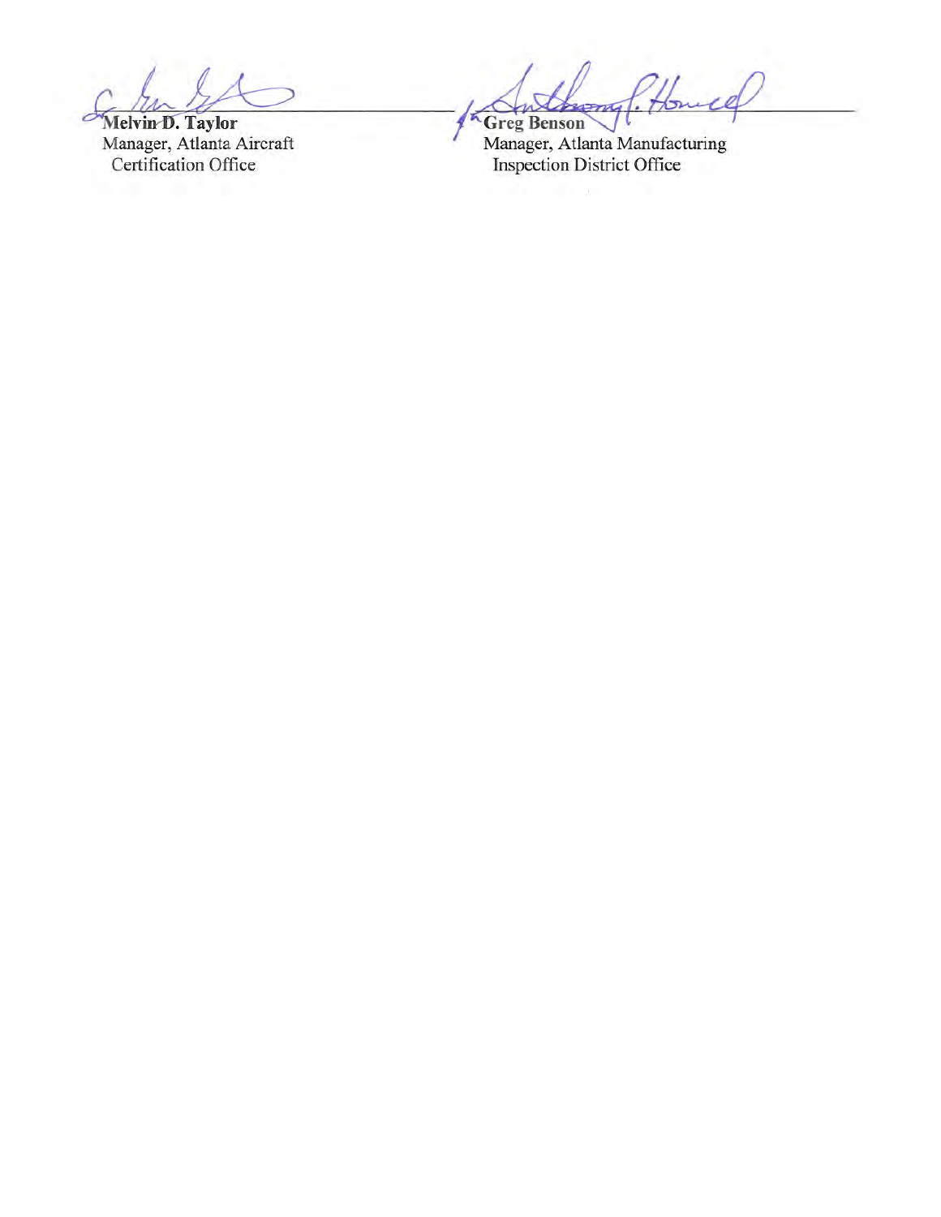Melvin D. Taylor
Manager, Atlanta Aircraft
Certification Office

Greg Benson
Manager, Atlanta Manufacturing
Inspection District Office